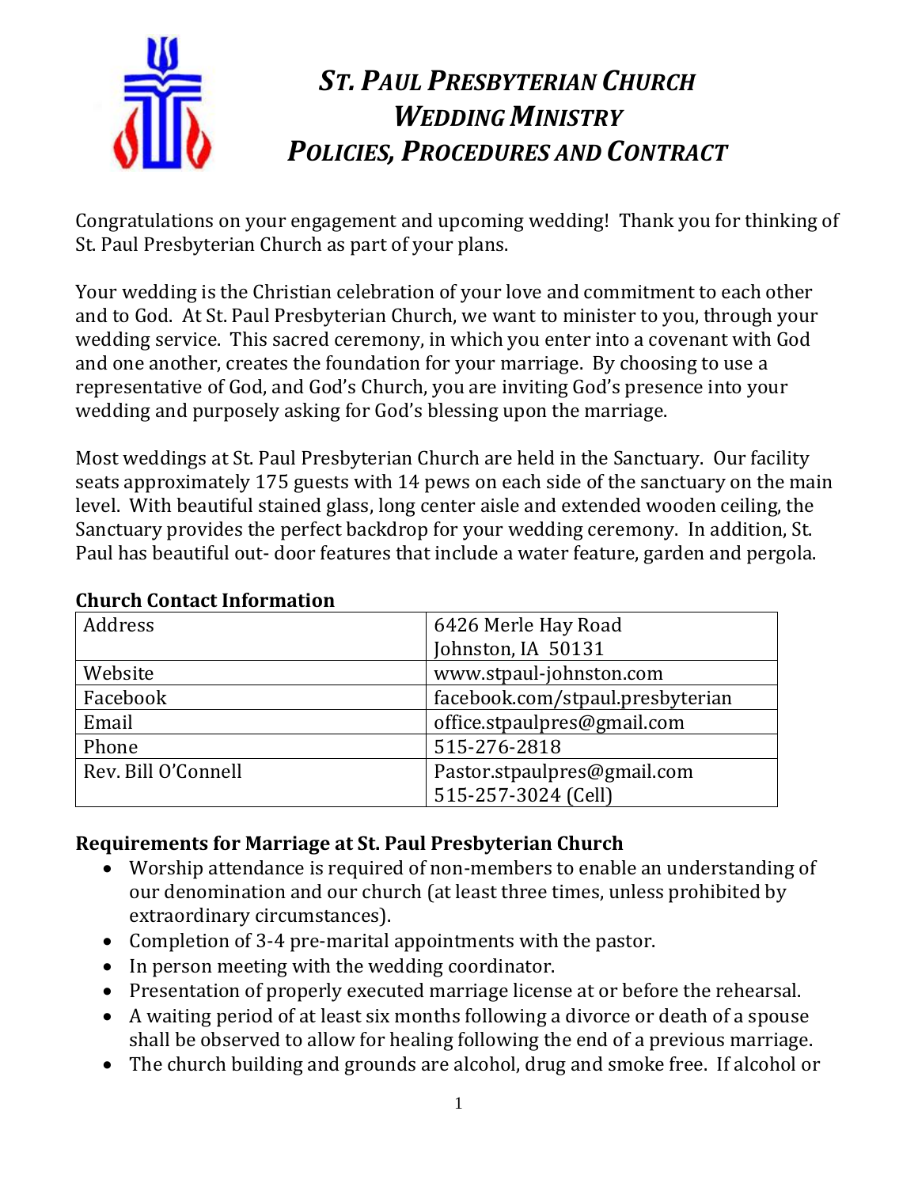# *ST. PAUL PRESBYTERIAN CHURCH*
# *WEDDING MINISTRY*
# *POLICIES, PROCEDURES AND CONTRACT*

Congratulations on your engagement and upcoming wedding! Thank you for thinking of St. Paul Presbyterian Church as part of your plans.

Your wedding is the Christian celebration of your love and commitment to each other and to God. At St. Paul Presbyterian Church, we want to minister to you, through your wedding service. This sacred ceremony, in which you enter into a covenant with God and one another, creates the foundation for your marriage. By choosing to use a representative of God, and God's Church, you are inviting God's presence into your wedding and purposely asking for God's blessing upon the marriage.

Most weddings at St. Paul Presbyterian Church are held in the Sanctuary. Our facility seats approximately 175 guests with 14 pews on each side of the sanctuary on the main level. With beautiful stained glass, long center aisle and extended wooden ceiling, the Sanctuary provides the perfect backdrop for your wedding ceremony. In addition, St. Paul has beautiful out- door features that include a water feature, garden and pergola.

**Church Contact Information**

| | |
|---|---|
| Address | 6426 Merle Hay Road<br>Johnston, IA 50131 |
| Website | www.stpaul-johnston.com |
| Facebook | facebook.com/stpaul.presbyterian |
| Email | office.stpaulpres@gmail.com |
| Phone | 515-276-2818 |
| Rev. Bill O'Connell | Pastor.stpaulpres@gmail.com<br>515-257-3024 (Cell) |

**Requirements for Marriage at St. Paul Presbyterian Church**

- Worship attendance is required of non-members to enable an understanding of our denomination and our church (at least three times, unless prohibited by extraordinary circumstances).
- Completion of 3-4 pre-marital appointments with the pastor.
- In person meeting with the wedding coordinator.
- Presentation of properly executed marriage license at or before the rehearsal.
- A waiting period of at least six months following a divorce or death of a spouse shall be observed to allow for healing following the end of a previous marriage.
- The church building and grounds are alcohol, drug and smoke free. If alcohol or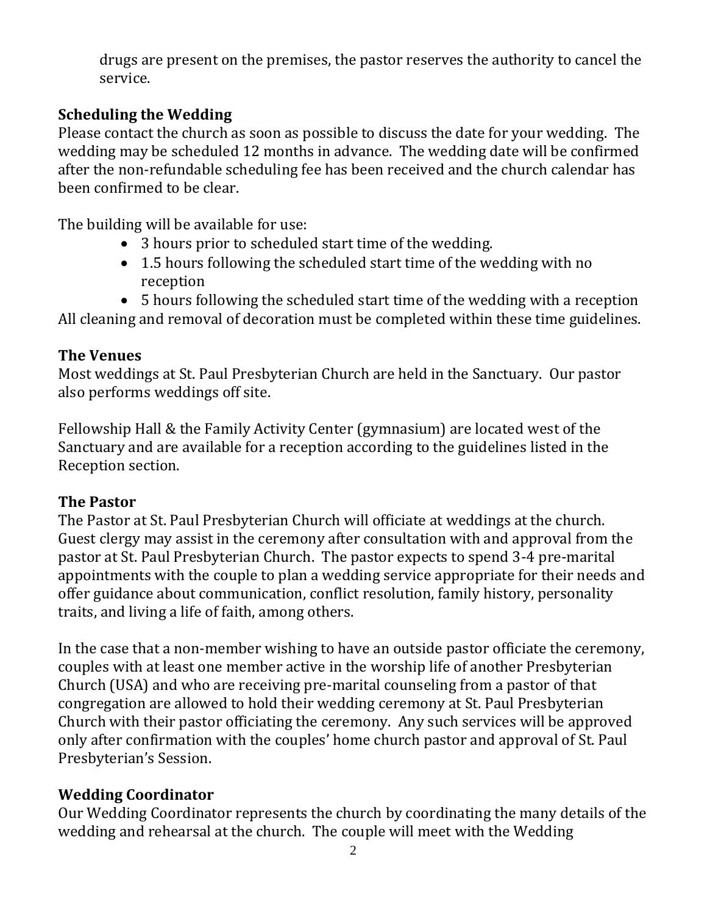drugs are present on the premises, the pastor reserves the authority to cancel the service.

## Scheduling the Wedding

Please contact the church as soon as possible to discuss the date for your wedding. The wedding may be scheduled 12 months in advance. The wedding date will be confirmed after the non-refundable scheduling fee has been received and the church calendar has been confirmed to be clear.

The building will be available for use:

- 3 hours prior to scheduled start time of the wedding.
- 1.5 hours following the scheduled start time of the wedding with no reception
- 5 hours following the scheduled start time of the wedding with a reception

All cleaning and removal of decoration must be completed within these time guidelines.

## The Venues

Most weddings at St. Paul Presbyterian Church are held in the Sanctuary. Our pastor also performs weddings off site.

Fellowship Hall & the Family Activity Center (gymnasium) are located west of the Sanctuary and are available for a reception according to the guidelines listed in the Reception section.

## The Pastor

The Pastor at St. Paul Presbyterian Church will officiate at weddings at the church. Guest clergy may assist in the ceremony after consultation with and approval from the pastor at St. Paul Presbyterian Church. The pastor expects to spend 3-4 pre-marital appointments with the couple to plan a wedding service appropriate for their needs and offer guidance about communication, conflict resolution, family history, personality traits, and living a life of faith, among others.

In the case that a non-member wishing to have an outside pastor officiate the ceremony, couples with at least one member active in the worship life of another Presbyterian Church (USA) and who are receiving pre-marital counseling from a pastor of that congregation are allowed to hold their wedding ceremony at St. Paul Presbyterian Church with their pastor officiating the ceremony. Any such services will be approved only after confirmation with the couples' home church pastor and approval of St. Paul Presbyterian's Session.

## Wedding Coordinator

Our Wedding Coordinator represents the church by coordinating the many details of the wedding and rehearsal at the church. The couple will meet with the Wedding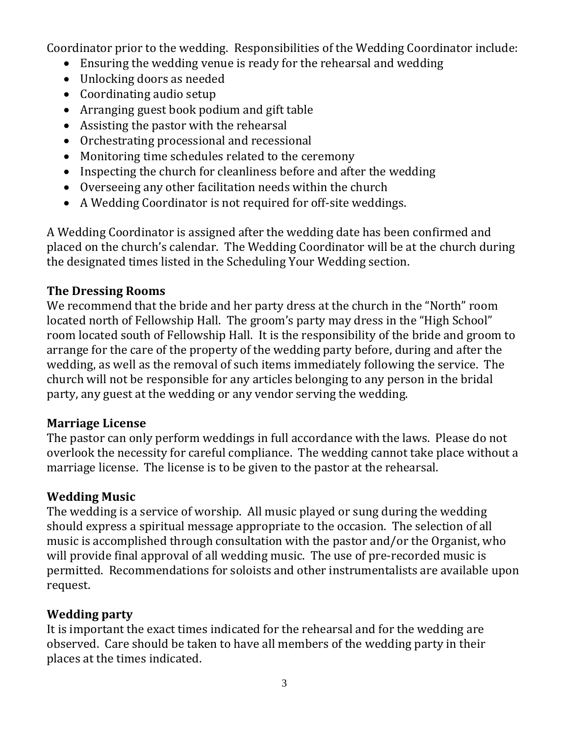Coordinator prior to the wedding. Responsibilities of the Wedding Coordinator include:

- Ensuring the wedding venue is ready for the rehearsal and wedding
- Unlocking doors as needed
- Coordinating audio setup
- Arranging guest book podium and gift table
- Assisting the pastor with the rehearsal
- Orchestrating processional and recessional
- Monitoring time schedules related to the ceremony
- Inspecting the church for cleanliness before and after the wedding
- Overseeing any other facilitation needs within the church
- A Wedding Coordinator is not required for off-site weddings.

A Wedding Coordinator is assigned after the wedding date has been confirmed and placed on the church's calendar. The Wedding Coordinator will be at the church during the designated times listed in the Scheduling Your Wedding section.

## The Dressing Rooms

We recommend that the bride and her party dress at the church in the "North" room located north of Fellowship Hall. The groom's party may dress in the "High School" room located south of Fellowship Hall. It is the responsibility of the bride and groom to arrange for the care of the property of the wedding party before, during and after the wedding, as well as the removal of such items immediately following the service. The church will not be responsible for any articles belonging to any person in the bridal party, any guest at the wedding or any vendor serving the wedding.

## Marriage License

The pastor can only perform weddings in full accordance with the laws. Please do not overlook the necessity for careful compliance. The wedding cannot take place without a marriage license. The license is to be given to the pastor at the rehearsal.

## Wedding Music

The wedding is a service of worship. All music played or sung during the wedding should express a spiritual message appropriate to the occasion. The selection of all music is accomplished through consultation with the pastor and/or the Organist, who will provide final approval of all wedding music. The use of pre-recorded music is permitted. Recommendations for soloists and other instrumentalists are available upon request.

## Wedding party

It is important the exact times indicated for the rehearsal and for the wedding are observed. Care should be taken to have all members of the wedding party in their places at the times indicated.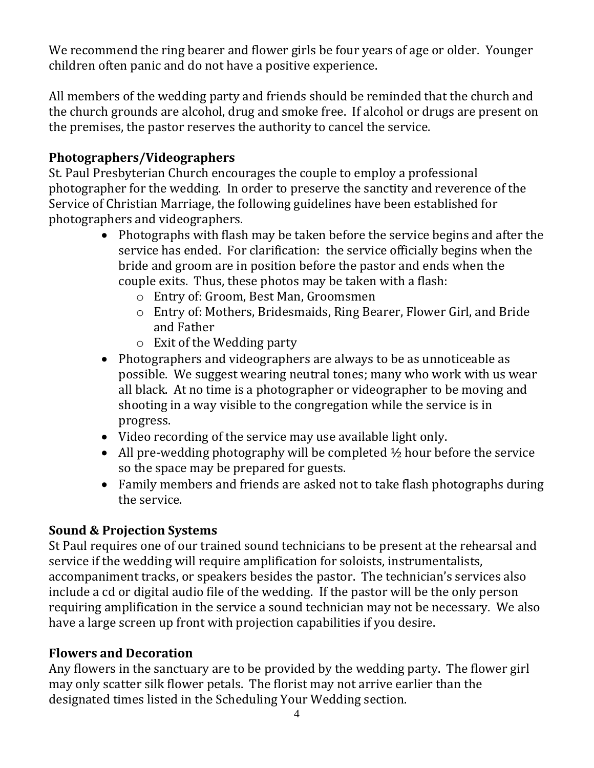We recommend the ring bearer and flower girls be four years of age or older. Younger children often panic and do not have a positive experience.

All members of the wedding party and friends should be reminded that the church and the church grounds are alcohol, drug and smoke free. If alcohol or drugs are present on the premises, the pastor reserves the authority to cancel the service.

### Photographers/Videographers

St. Paul Presbyterian Church encourages the couple to employ a professional photographer for the wedding. In order to preserve the sanctity and reverence of the Service of Christian Marriage, the following guidelines have been established for photographers and videographers.

- Photographs with flash may be taken before the service begins and after the service has ended. For clarification: the service officially begins when the bride and groom are in position before the pastor and ends when the couple exits. Thus, these photos may be taken with a flash:
    - Entry of: Groom, Best Man, Groomsmen
    - Entry of: Mothers, Bridesmaids, Ring Bearer, Flower Girl, and Bride and Father
    - Exit of the Wedding party
- Photographers and videographers are always to be as unnoticeable as possible. We suggest wearing neutral tones; many who work with us wear all black. At no time is a photographer or videographer to be moving and shooting in a way visible to the congregation while the service is in progress.
- Video recording of the service may use available light only.
- All pre-wedding photography will be completed ½ hour before the service so the space may be prepared for guests.
- Family members and friends are asked not to take flash photographs during the service.

### Sound & Projection Systems

St Paul requires one of our trained sound technicians to be present at the rehearsal and service if the wedding will require amplification for soloists, instrumentalists, accompaniment tracks, or speakers besides the pastor. The technician's services also include a cd or digital audio file of the wedding. If the pastor will be the only person requiring amplification in the service a sound technician may not be necessary. We also have a large screen up front with projection capabilities if you desire.

### Flowers and Decoration

Any flowers in the sanctuary are to be provided by the wedding party. The flower girl may only scatter silk flower petals. The florist may not arrive earlier than the designated times listed in the Scheduling Your Wedding section.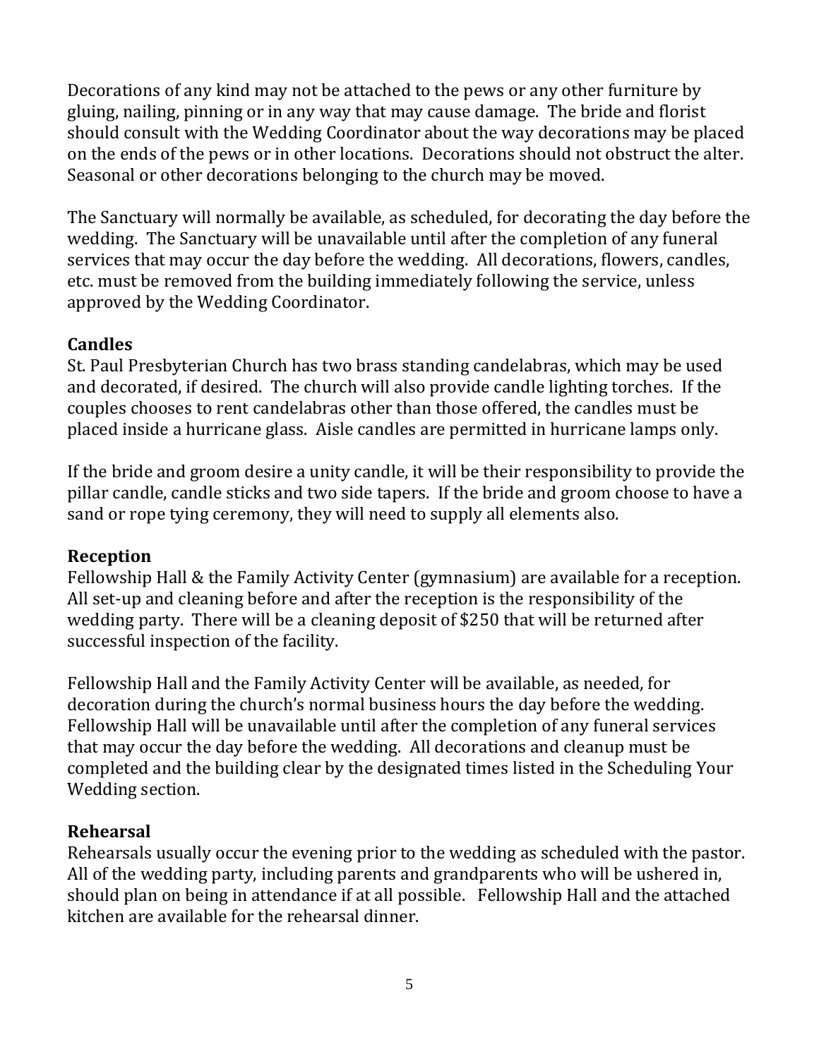Decorations of any kind may not be attached to the pews or any other furniture by gluing, nailing, pinning or in any way that may cause damage. The bride and florist should consult with the Wedding Coordinator about the way decorations may be placed on the ends of the pews or in other locations. Decorations should not obstruct the alter. Seasonal or other decorations belonging to the church may be moved.

The Sanctuary will normally be available, as scheduled, for decorating the day before the wedding. The Sanctuary will be unavailable until after the completion of any funeral services that may occur the day before the wedding. All decorations, flowers, candles, etc. must be removed from the building immediately following the service, unless approved by the Wedding Coordinator.

## Candles

St. Paul Presbyterian Church has two brass standing candelabras, which may be used and decorated, if desired. The church will also provide candle lighting torches. If the couples chooses to rent candelabras other than those offered, the candles must be placed inside a hurricane glass. Aisle candles are permitted in hurricane lamps only.

If the bride and groom desire a unity candle, it will be their responsibility to provide the pillar candle, candle sticks and two side tapers. If the bride and groom choose to have a sand or rope tying ceremony, they will need to supply all elements also.

## Reception

Fellowship Hall & the Family Activity Center (gymnasium) are available for a reception. All set-up and cleaning before and after the reception is the responsibility of the wedding party. There will be a cleaning deposit of $250 that will be returned after successful inspection of the facility.

Fellowship Hall and the Family Activity Center will be available, as needed, for decoration during the church's normal business hours the day before the wedding. Fellowship Hall will be unavailable until after the completion of any funeral services that may occur the day before the wedding. All decorations and cleanup must be completed and the building clear by the designated times listed in the Scheduling Your Wedding section.

## Rehearsal

Rehearsals usually occur the evening prior to the wedding as scheduled with the pastor. All of the wedding party, including parents and grandparents who will be ushered in, should plan on being in attendance if at all possible. Fellowship Hall and the attached kitchen are available for the rehearsal dinner.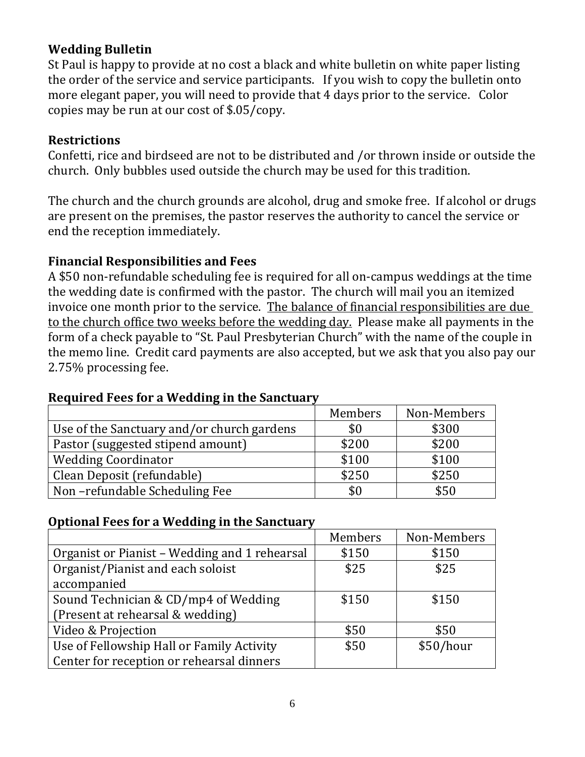### Wedding Bulletin

St Paul is happy to provide at no cost a black and white bulletin on white paper listing the order of the service and service participants. If you wish to copy the bulletin onto more elegant paper, you will need to provide that 4 days prior to the service. Color copies may be run at our cost of $.05/copy.

### Restrictions

Confetti, rice and birdseed are not to be distributed and /or thrown inside or outside the church. Only bubbles used outside the church may be used for this tradition.

The church and the church grounds are alcohol, drug and smoke free. If alcohol or drugs are present on the premises, the pastor reserves the authority to cancel the service or end the reception immediately.

### Financial Responsibilities and Fees

A $50 non-refundable scheduling fee is required for all on-campus weddings at the time the wedding date is confirmed with the pastor. The church will mail you an itemized invoice one month prior to the service. <u>The balance of financial responsibilities are due to the church office two weeks before the wedding day.</u> Please make all payments in the form of a check payable to "St. Paul Presbyterian Church" with the name of the couple in the memo line. Credit card payments are also accepted, but we ask that you also pay our 2.75% processing fee.

**Required Fees for a Wedding in the Sanctuary**

| | Members | Non-Members |
|---|---|---|
| Use of the Sanctuary and/or church gardens | $0 | $300 |
| Pastor (suggested stipend amount) | $200 | $200 |
| Wedding Coordinator | $100 | $100 |
| Clean Deposit (refundable) | $250 | $250 |
| Non –refundable Scheduling Fee | $0 | $50 |

**Optional Fees for a Wedding in the Sanctuary**

| | Members | Non-Members |
|---|---|---|
| Organist or Pianist – Wedding and 1 rehearsal | $150 | $150 |
| Organist/Pianist and each soloist accompanied | $25 | $25 |
| Sound Technician & CD/mp4 of Wedding (Present at rehearsal & wedding) | $150 | $150 |
| Video & Projection | $50 | $50 |
| Use of Fellowship Hall or Family Activity Center for reception or rehearsal dinners | $50 | $50/hour |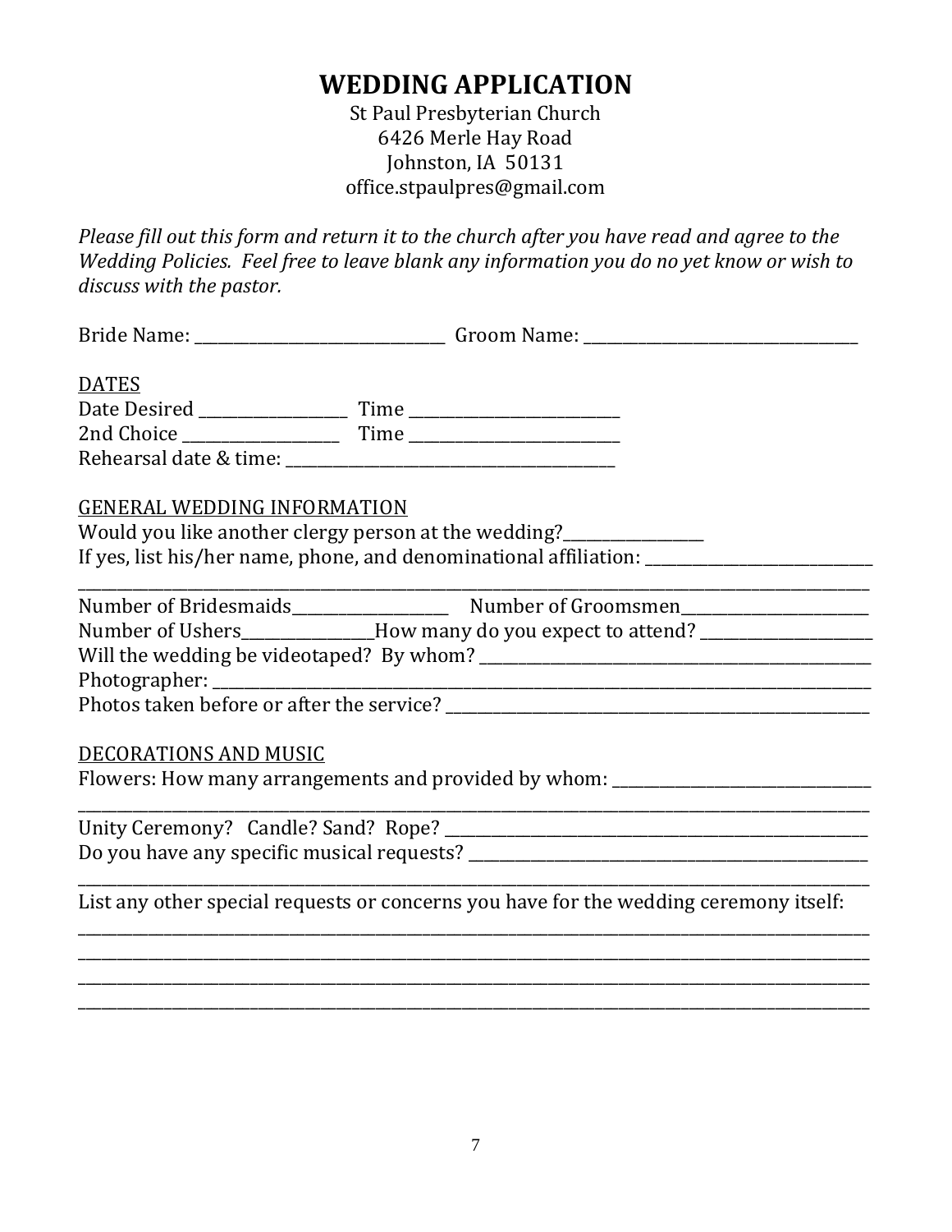# WEDDING APPLICATION

St Paul Presbyterian Church
6426 Merle Hay Road
Johnston, IA 50131
office.stpaulpres@gmail.com

*Please fill out this form and return it to the church after you have read and agree to the Wedding Policies. Feel free to leave blank any information you do no yet know or wish to discuss with the pastor.*

Bride Name: ______________________________ Groom Name: ________________________________

DATES

Date Desired __________________ Time __________________________

2nd Choice __________________ Time __________________________

Rehearsal date & time: ________________________________________

GENERAL WEDDING INFORMATION

Would you like another clergy person at the wedding?________________

If yes, list his/her name, phone, and denominational affiliation: ____________________________

_____________________________________________________________________________________

Number of Bridesmaids___________________ Number of Groomsmen______________________

Number of Ushers_______________How many do you expect to attend? ____________________

Will the wedding be videotaped? By whom? __________________________________________________

Photographer: _______________________________________________________________________

Photos taken before or after the service? __________________________________________________

DECORATIONS AND MUSIC

Flowers: How many arrangements and provided by whom: ________________________________

_____________________________________________________________________________________

Unity Ceremony? Candle? Sand? Rope? _____________________________________________________

Do you have any specific musical requests? _________________________________________________

_____________________________________________________________________________________

List any other special requests or concerns you have for the wedding ceremony itself:

_____________________________________________________________________________________

_____________________________________________________________________________________

_____________________________________________________________________________________

_____________________________________________________________________________________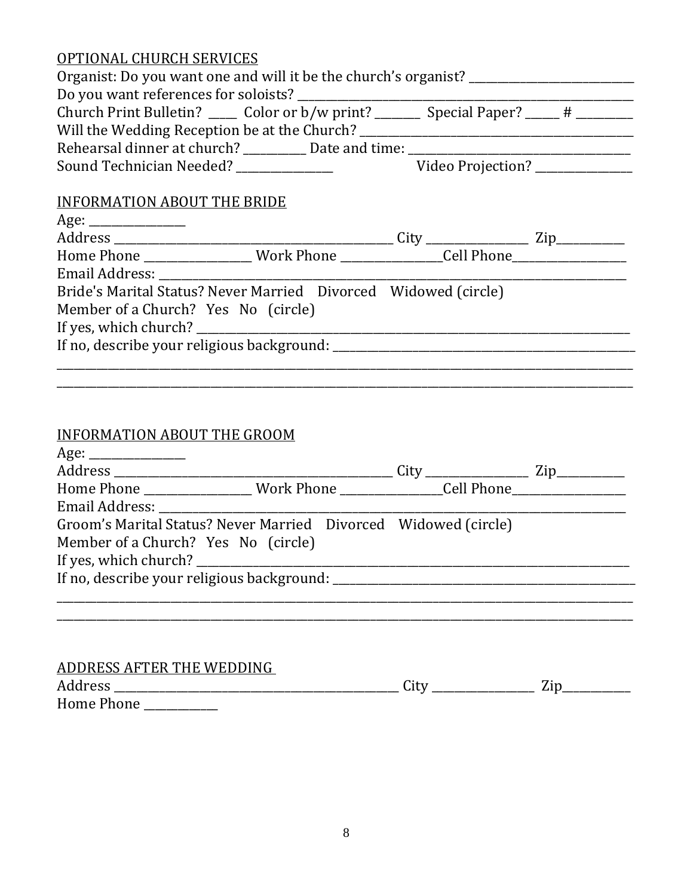OPTIONAL CHURCH SERVICES

Organist: Do you want one and will it be the church's organist? ___________________________

Do you want references for soloists? ___________________________________________________________

Church Print Bulletin? _____ Color or b/w print? ________ Special Paper? ______ # __________

Will the Wedding Reception be at the Church? ___________________________________________

Rehearsal dinner at church? ___________ Date and time: ________________________________________

Sound Technician Needed? _________________ Video Projection? _________________

INFORMATION ABOUT THE BRIDE

Age: _________________

Address ___________________________________________________ City __________________ Zip____________

Home Phone ___________________ Work Phone __________________Cell Phone_____________________

Email Address: _________________________________________________________________________________

Bride's Marital Status? Never Married Divorced Widowed (circle)

Member of a Church? Yes No (circle)

If yes, which church? _______________________________________________________________________

If no, describe your religious background: ___________________________________________________

_________________________________________________________________________________________________

_________________________________________________________________________________________________

INFORMATION ABOUT THE GROOM

Age: _________________

Address ___________________________________________________ City __________________ Zip____________

Home Phone ___________________ Work Phone __________________Cell Phone_____________________

Email Address: _________________________________________________________________________________

Groom's Marital Status? Never Married Divorced Widowed (circle)

Member of a Church? Yes No (circle)

If yes, which church? _______________________________________________________________________

If no, describe your religious background: ___________________________________________________

_________________________________________________________________________________________________

_________________________________________________________________________________________________

ADDRESS AFTER THE WEDDING

Address ___________________________________________________ City __________________ Zip____________

Home Phone _____________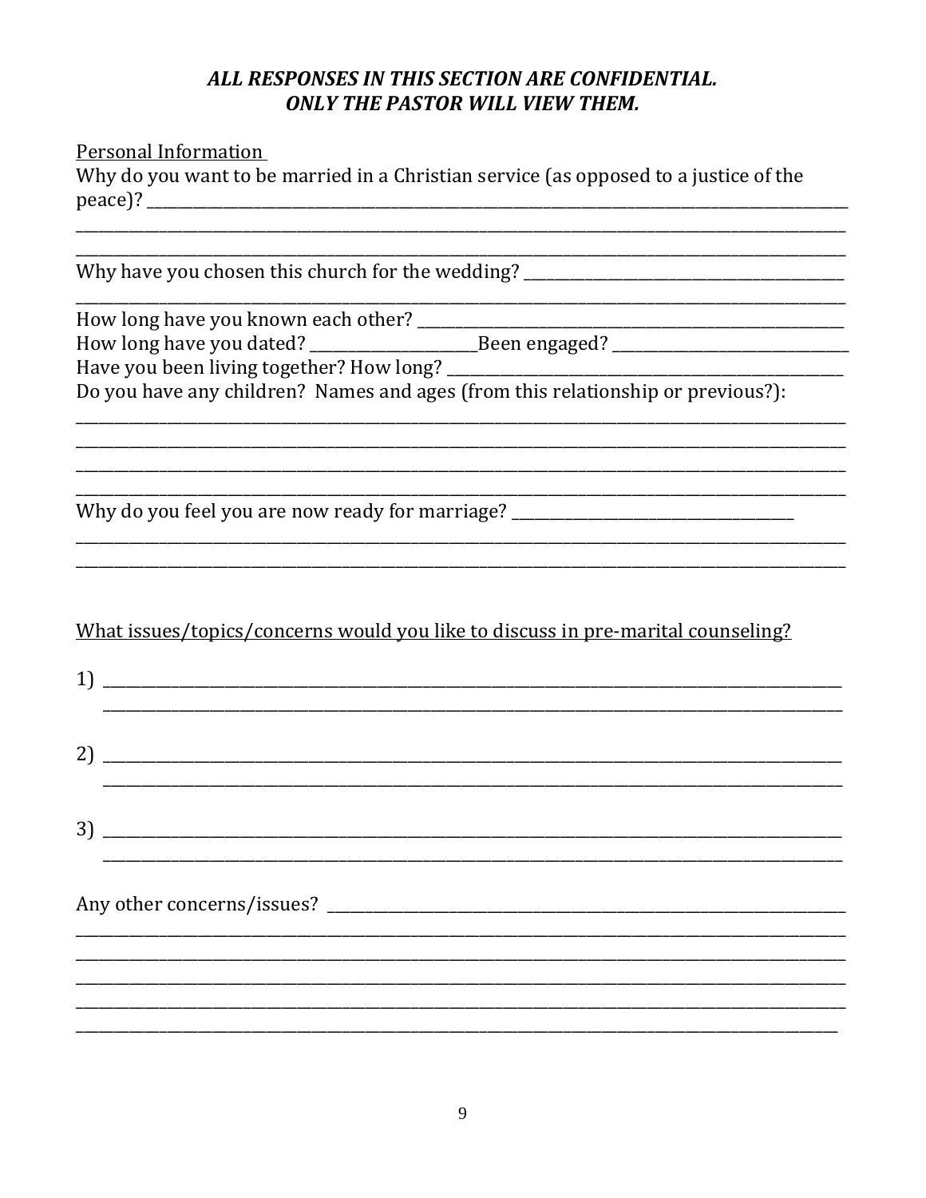***ALL RESPONSES IN THIS SECTION ARE CONFIDENTIAL.***
***ONLY THE PASTOR WILL VIEW THEM.***

<u>Personal Information</u>

Why do you want to be married in a Christian service (as opposed to a justice of the peace)? ______________________________________________________________________________
______________________________________________________________________________
______________________________________________________________________________

Why have you chosen this church for the wedding? ______________________________
______________________________________________________________________________

How long have you known each other? ________________________________________

How long have you dated? ________________Been engaged? ______________________

Have you been living together? How long? ____________________________________

Do you have any children? Names and ages (from this relationship or previous?):
______________________________________________________________________________
______________________________________________________________________________
______________________________________________________________________________
______________________________________________________________________________

Why do you feel you are now ready for marriage? ___________________________
______________________________________________________________________________
______________________________________________________________________________

<u>What issues/topics/concerns would you like to discuss in pre-marital counseling?</u>

1) ___________________________________________________________________________
   ___________________________________________________________________________

2) ___________________________________________________________________________
   ___________________________________________________________________________

3) ___________________________________________________________________________
   ___________________________________________________________________________

Any other concerns/issues? _________________________________________________
______________________________________________________________________________
______________________________________________________________________________
______________________________________________________________________________
______________________________________________________________________________
______________________________________________________________________________